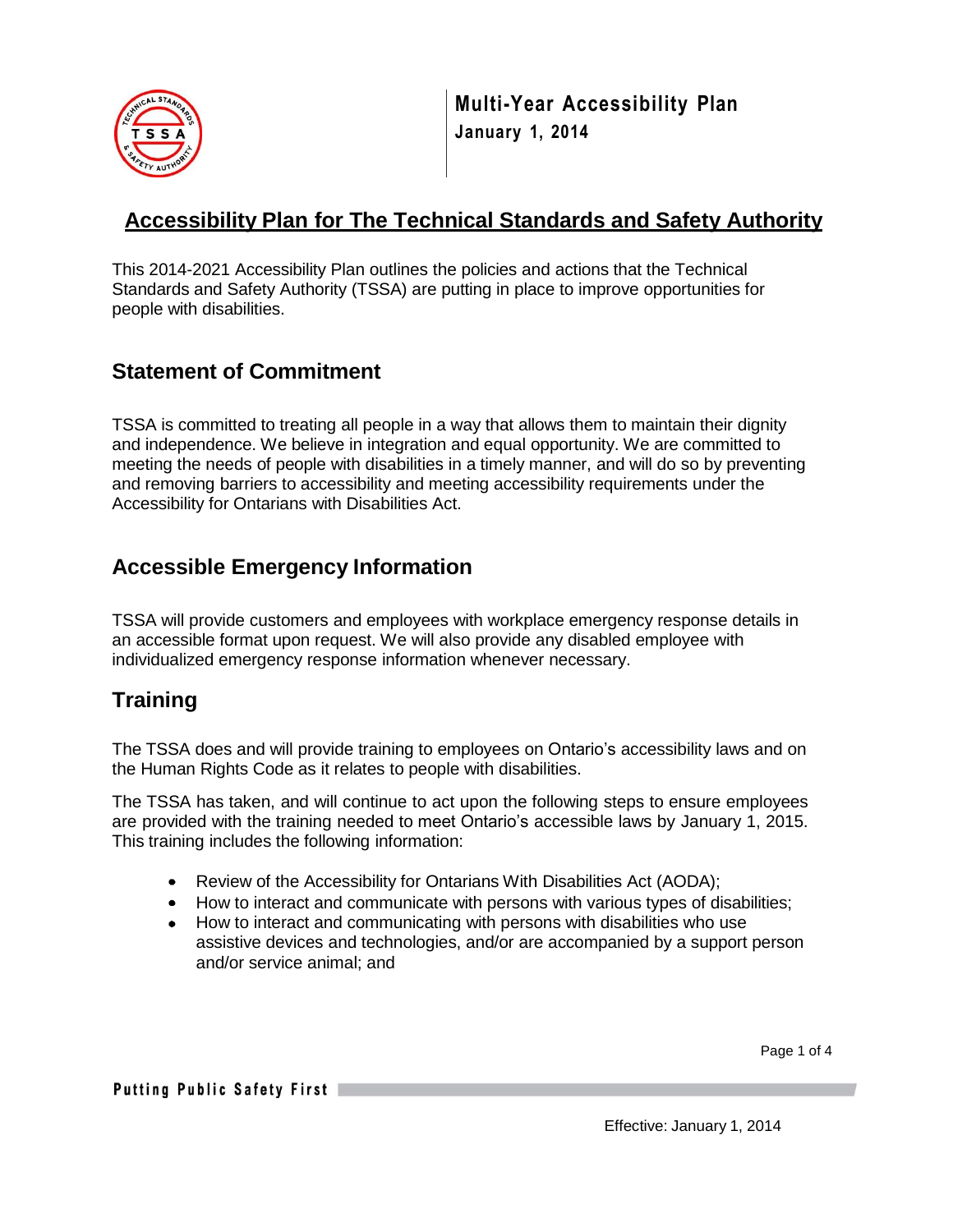**Multi-Year Accessibility Plan**
**January 1, 2014**

# Accessibility Plan for The Technical Standards and Safety Authority

This 2014-2021 Accessibility Plan outlines the policies and actions that the Technical Standards and Safety Authority (TSSA) are putting in place to improve opportunities for people with disabilities.

## Statement of Commitment

TSSA is committed to treating all people in a way that allows them to maintain their dignity and independence. We believe in integration and equal opportunity. We are committed to meeting the needs of people with disabilities in a timely manner, and will do so by preventing and removing barriers to accessibility and meeting accessibility requirements under the Accessibility for Ontarians with Disabilities Act.

## Accessible Emergency Information

TSSA will provide customers and employees with workplace emergency response details in an accessible format upon request. We will also provide any disabled employee with individualized emergency response information whenever necessary.

## Training

The TSSA does and will provide training to employees on Ontario's accessibility laws and on the Human Rights Code as it relates to people with disabilities.

The TSSA has taken, and will continue to act upon the following steps to ensure employees are provided with the training needed to meet Ontario's accessible laws by January 1, 2015. This training includes the following information:

- Review of the Accessibility for Ontarians With Disabilities Act (AODA);
- How to interact and communicate with persons with various types of disabilities;
- How to interact and communicating with persons with disabilities who use assistive devices and technologies, and/or are accompanied by a support person and/or service animal; and

Effective: January 1, 2014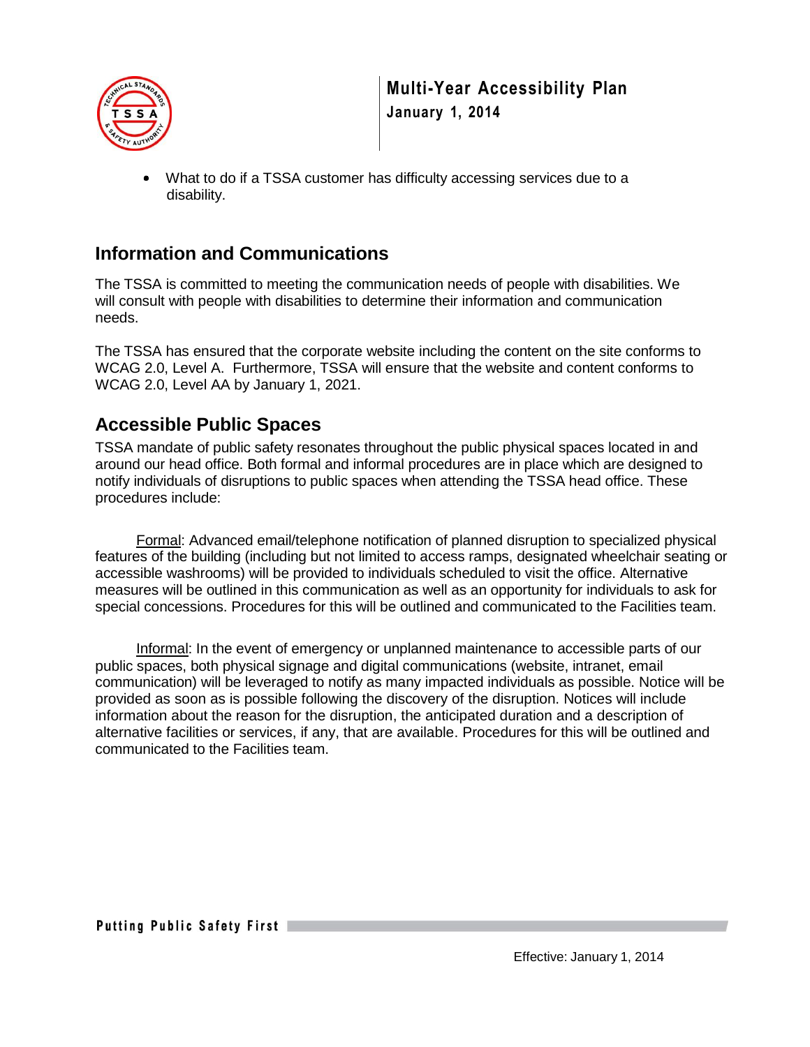- What to do if a TSSA customer has difficulty accessing services due to a disability.

## Information and Communications

The TSSA is committed to meeting the communication needs of people with disabilities. We will consult with people with disabilities to determine their information and communication needs.

The TSSA has ensured that the corporate website including the content on the site conforms to WCAG 2.0, Level A. Furthermore, TSSA will ensure that the website and content conforms to WCAG 2.0, Level AA by January 1, 2021.

## Accessible Public Spaces

TSSA mandate of public safety resonates throughout the public physical spaces located in and around our head office. Both formal and informal procedures are in place which are designed to notify individuals of disruptions to public spaces when attending the TSSA head office. These procedures include:

Formal: Advanced email/telephone notification of planned disruption to specialized physical features of the building (including but not limited to access ramps, designated wheelchair seating or accessible washrooms) will be provided to individuals scheduled to visit the office. Alternative measures will be outlined in this communication as well as an opportunity for individuals to ask for special concessions. Procedures for this will be outlined and communicated to the Facilities team.

Informal: In the event of emergency or unplanned maintenance to accessible parts of our public spaces, both physical signage and digital communications (website, intranet, email communication) will be leveraged to notify as many impacted individuals as possible. Notice will be provided as soon as is possible following the discovery of the disruption. Notices will include information about the reason for the disruption, the anticipated duration and a description of alternative facilities or services, if any, that are available. Procedures for this will be outlined and communicated to the Facilities team.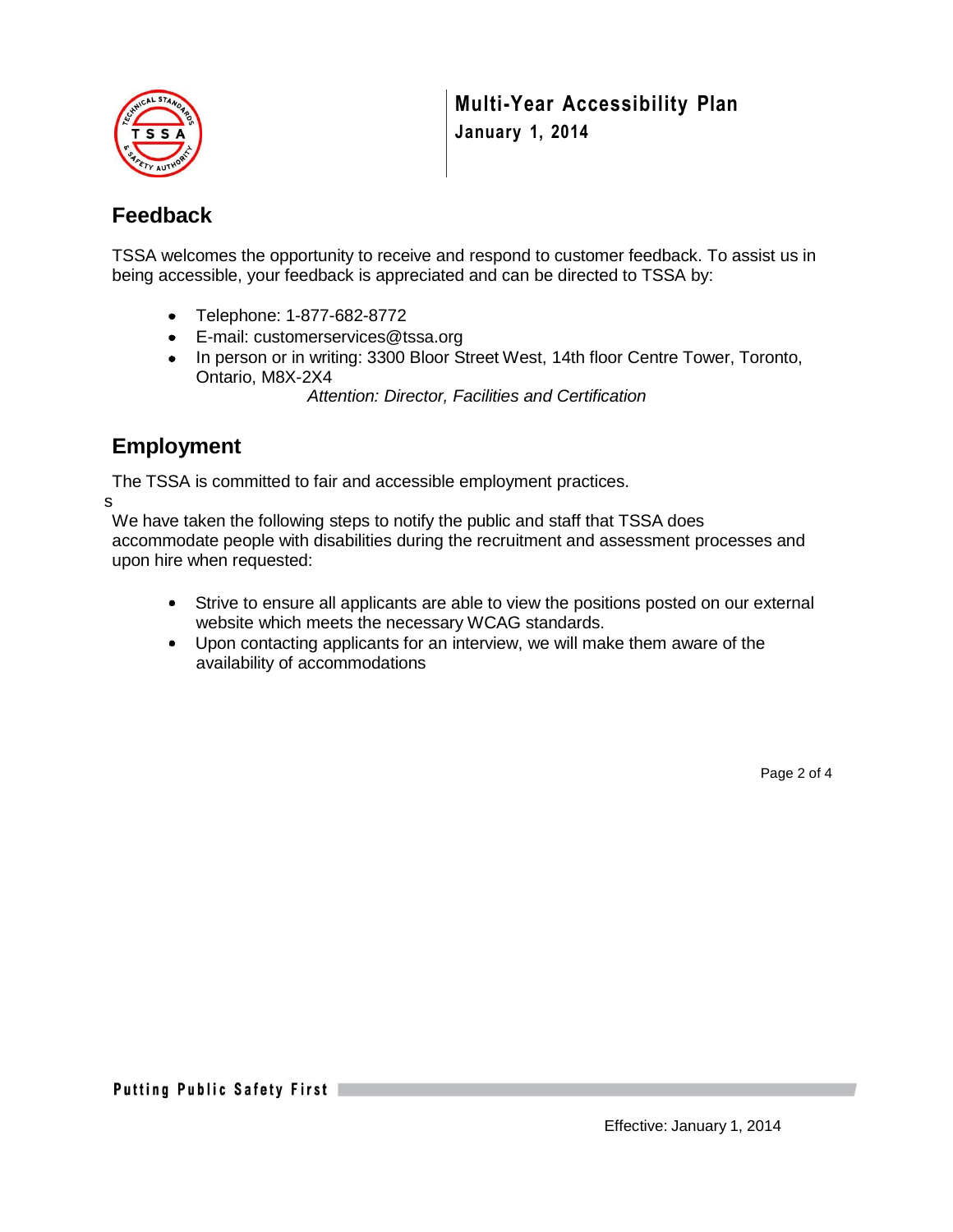## Feedback

TSSA welcomes the opportunity to receive and respond to customer feedback. To assist us in being accessible, your feedback is appreciated and can be directed to TSSA by:

- Telephone: 1-877-682-8772
- E-mail: customerservices@tssa.org
- In person or in writing: 3300 Bloor Street West, 14th floor Centre Tower, Toronto, Ontario, M8X-2X4

  *Attention: Director, Facilities and Certification*

## Employment

The TSSA is committed to fair and accessible employment practices.

s

We have taken the following steps to notify the public and staff that TSSA does accommodate people with disabilities during the recruitment and assessment processes and upon hire when requested:

- Strive to ensure all applicants are able to view the positions posted on our external website which meets the necessary WCAG standards.
- Upon contacting applicants for an interview, we will make them aware of the availability of accommodations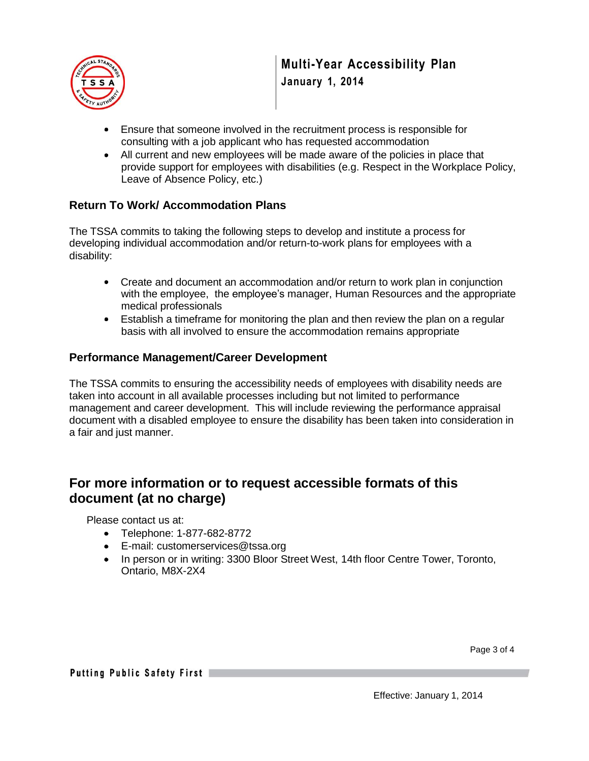- Ensure that someone involved in the recruitment process is responsible for consulting with a job applicant who has requested accommodation
- All current and new employees will be made aware of the policies in place that provide support for employees with disabilities (e.g. Respect in the Workplace Policy, Leave of Absence Policy, etc.)

### Return To Work/ Accommodation Plans

The TSSA commits to taking the following steps to develop and institute a process for developing individual accommodation and/or return-to-work plans for employees with a disability:

- Create and document an accommodation and/or return to work plan in conjunction with the employee, the employee's manager, Human Resources and the appropriate medical professionals
- Establish a timeframe for monitoring the plan and then review the plan on a regular basis with all involved to ensure the accommodation remains appropriate

### Performance Management/Career Development

The TSSA commits to ensuring the accessibility needs of employees with disability needs are taken into account in all available processes including but not limited to performance management and career development. This will include reviewing the performance appraisal document with a disabled employee to ensure the disability has been taken into consideration in a fair and just manner.

## For more information or to request accessible formats of this document (at no charge)

Please contact us at:

- Telephone: 1-877-682-8772
- E-mail: customerservices@tssa.org
- In person or in writing: 3300 Bloor Street West, 14th floor Centre Tower, Toronto, Ontario, M8X-2X4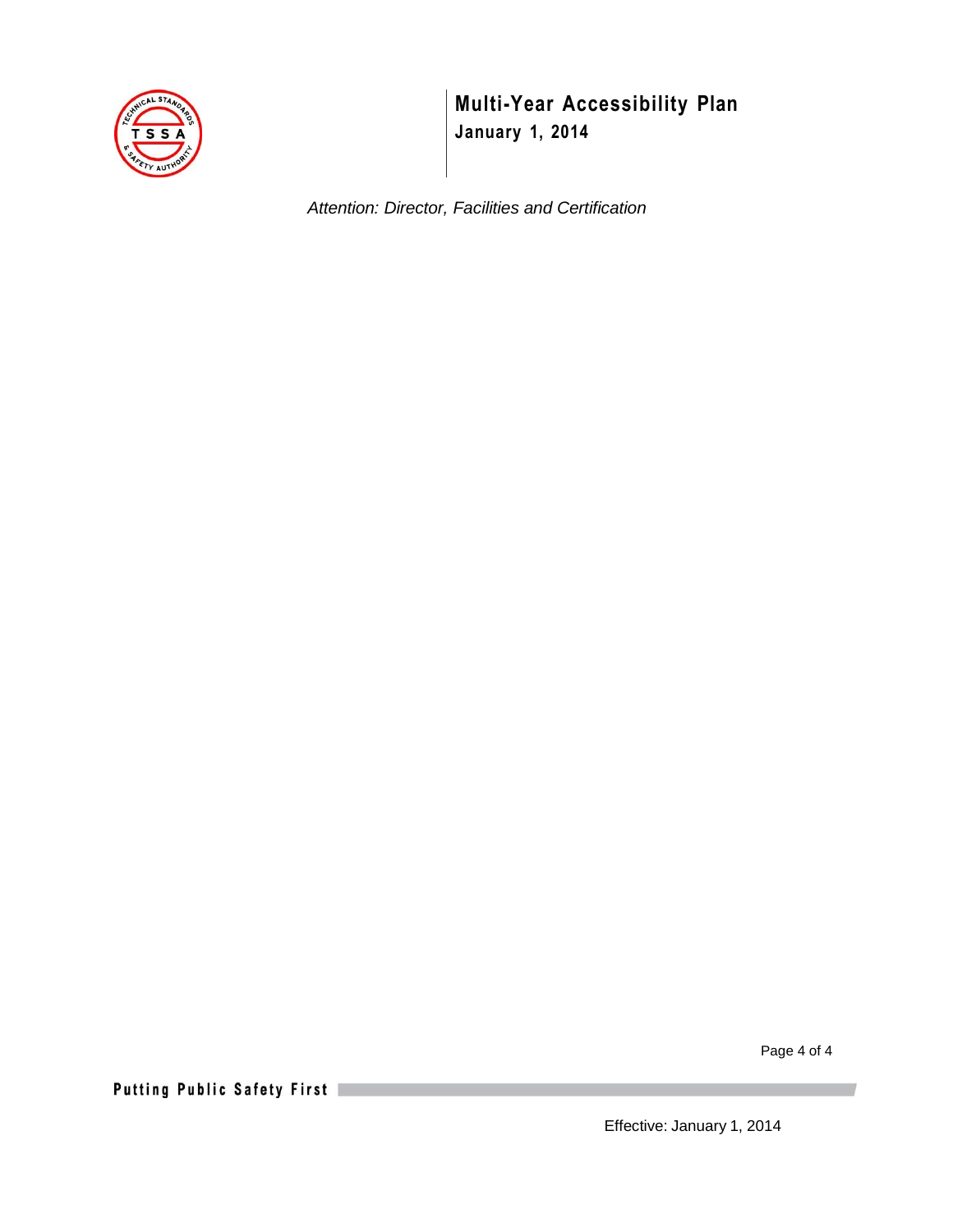*Attention: Director, Facilities and Certification*